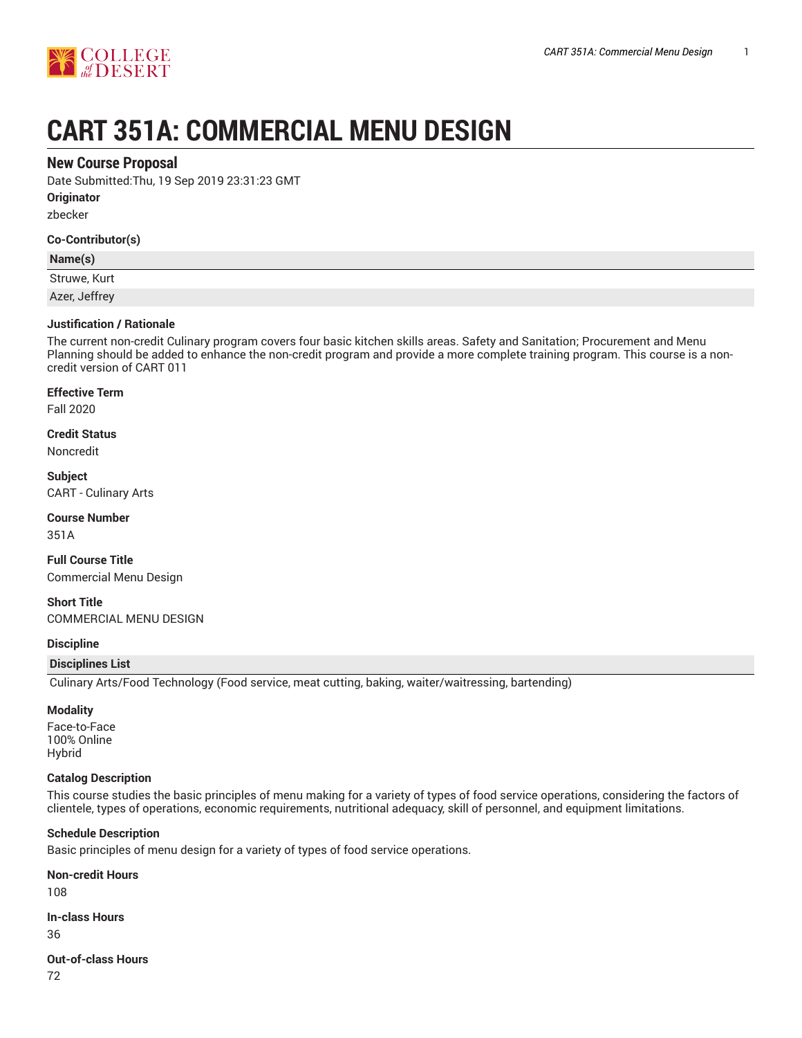# CART 351A: COMMERCIAL MENU DESIGN

## New Course Proposal

Date Submitted:Thu, 19 Sep 2019 23:31:23 GMT

**Originator**

zbecker

**Co-Contributor(s)**

| Name(s) |
| --- |
| Struwe, Kurt |
| Azer, Jeffrey |

**Justification / Rationale**

The current non-credit Culinary program covers four basic kitchen skills areas. Safety and Sanitation; Procurement and Menu Planning should be added to enhance the non-credit program and provide a more complete training program. This course is a non-credit version of CART 011

**Effective Term**

Fall 2020

**Credit Status**

Noncredit

**Subject**

CART - Culinary Arts

**Course Number**

351A

**Full Course Title**

Commercial Menu Design

**Short Title**

COMMERCIAL MENU DESIGN

**Discipline**

| Disciplines List |
| --- |
| Culinary Arts/Food Technology (Food service, meat cutting, baking, waiter/waitressing, bartending) |

**Modality**

Face-to-Face
100% Online
Hybrid

**Catalog Description**

This course studies the basic principles of menu making for a variety of types of food service operations, considering the factors of clientele, types of operations, economic requirements, nutritional adequacy, skill of personnel, and equipment limitations.

**Schedule Description**

Basic principles of menu design for a variety of types of food service operations.

**Non-credit Hours**

108

**In-class Hours**

36

**Out-of-class Hours**

72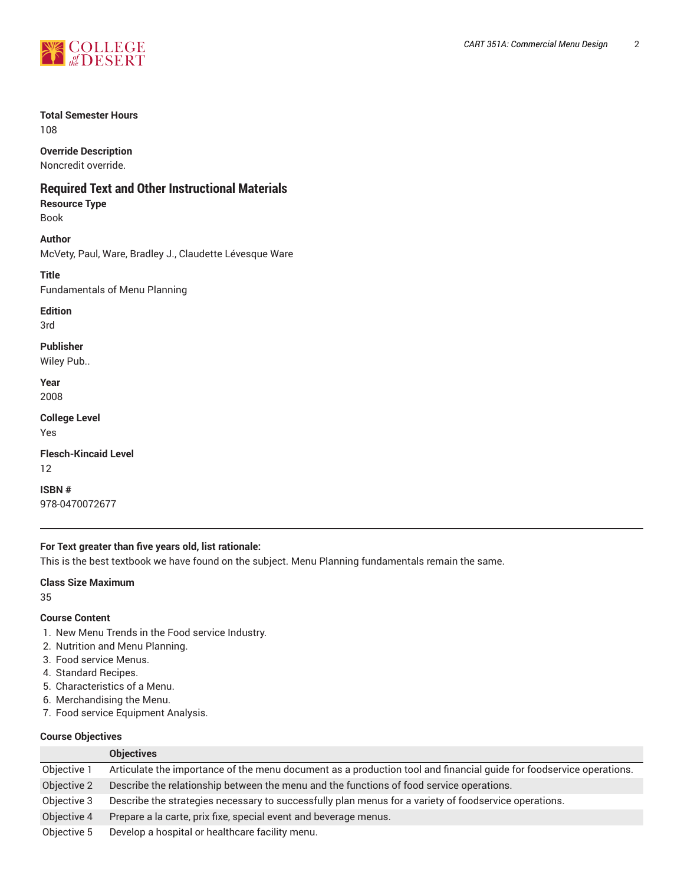**Total Semester Hours**
108

**Override Description**
Noncredit override.

## Required Text and Other Instructional Materials

**Resource Type**
Book

**Author**
McVety, Paul, Ware, Bradley J., Claudette Lévesque Ware

**Title**
Fundamentals of Menu Planning

**Edition**
3rd

**Publisher**
Wiley Pub..

**Year**
2008

**College Level**
Yes

**Flesch-Kincaid Level**
12

**ISBN #**
978-0470072677

---

**For Text greater than five years old, list rationale:**
This is the best textbook we have found on the subject. Menu Planning fundamentals remain the same.

**Class Size Maximum**
35

**Course Content**

1. New Menu Trends in the Food service Industry.
2. Nutrition and Menu Planning.
3. Food service Menus.
4. Standard Recipes.
5. Characteristics of a Menu.
6. Merchandising the Menu.
7. Food service Equipment Analysis.

**Course Objectives**

| | Objectives |
|---|---|
| Objective 1 | Articulate the importance of the menu document as a production tool and financial guide for foodservice operations. |
| Objective 2 | Describe the relationship between the menu and the functions of food service operations. |
| Objective 3 | Describe the strategies necessary to successfully plan menus for a variety of foodservice operations. |
| Objective 4 | Prepare a la carte, prix fixe, special event and beverage menus. |
| Objective 5 | Develop a hospital or healthcare facility menu. |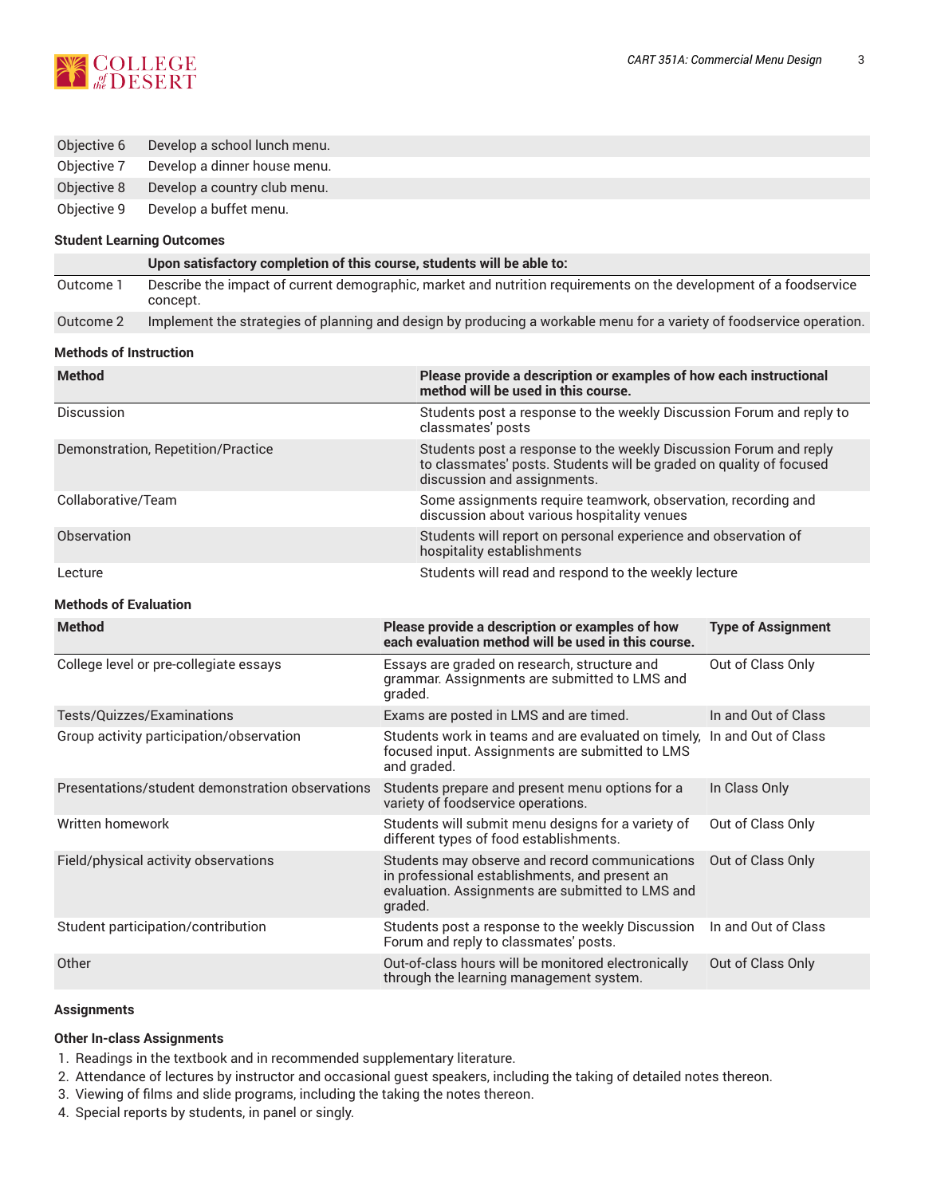| | |
|---|---|
| Objective 6 | Develop a school lunch menu. |
| Objective 7 | Develop a dinner house menu. |
| Objective 8 | Develop a country club menu. |
| Objective 9 | Develop a buffet menu. |

### Student Learning Outcomes

| | Upon satisfactory completion of this course, students will be able to: |
|---|---|
| Outcome 1 | Describe the impact of current demographic, market and nutrition requirements on the development of a foodservice concept. |
| Outcome 2 | Implement the strategies of planning and design by producing a workable menu for a variety of foodservice operation. |

### Methods of Instruction

| Method | Please provide a description or examples of how each instructional method will be used in this course. |
|---|---|
| Discussion | Students post a response to the weekly Discussion Forum and reply to classmates' posts |
| Demonstration, Repetition/Practice | Students post a response to the weekly Discussion Forum and reply to classmates' posts. Students will be graded on quality of focused discussion and assignments. |
| Collaborative/Team | Some assignments require teamwork, observation, recording and discussion about various hospitality venues |
| Observation | Students will report on personal experience and observation of hospitality establishments |
| Lecture | Students will read and respond to the weekly lecture |

### Methods of Evaluation

| Method | Please provide a description or examples of how each evaluation method will be used in this course. | Type of Assignment |
|---|---|---|
| College level or pre-collegiate essays | Essays are graded on research, structure and grammar. Assignments are submitted to LMS and graded. | Out of Class Only |
| Tests/Quizzes/Examinations | Exams are posted in LMS and are timed. | In and Out of Class |
| Group activity participation/observation | Students work in teams and are evaluated on timely, focused input. Assignments are submitted to LMS and graded. | In and Out of Class |
| Presentations/student demonstration observations | Students prepare and present menu options for a variety of foodservice operations. | In Class Only |
| Written homework | Students will submit menu designs for a variety of different types of food establishments. | Out of Class Only |
| Field/physical activity observations | Students may observe and record communications in professional establishments, and present an evaluation. Assignments are submitted to LMS and graded. | Out of Class Only |
| Student participation/contribution | Students post a response to the weekly Discussion Forum and reply to classmates' posts. | In and Out of Class |
| Other | Out-of-class hours will be monitored electronically through the learning management system. | Out of Class Only |

### Assignments

#### Other In-class Assignments

1. Readings in the textbook and in recommended supplementary literature.
2. Attendance of lectures by instructor and occasional guest speakers, including the taking of detailed notes thereon.
3. Viewing of films and slide programs, including the taking the notes thereon.
4. Special reports by students, in panel or singly.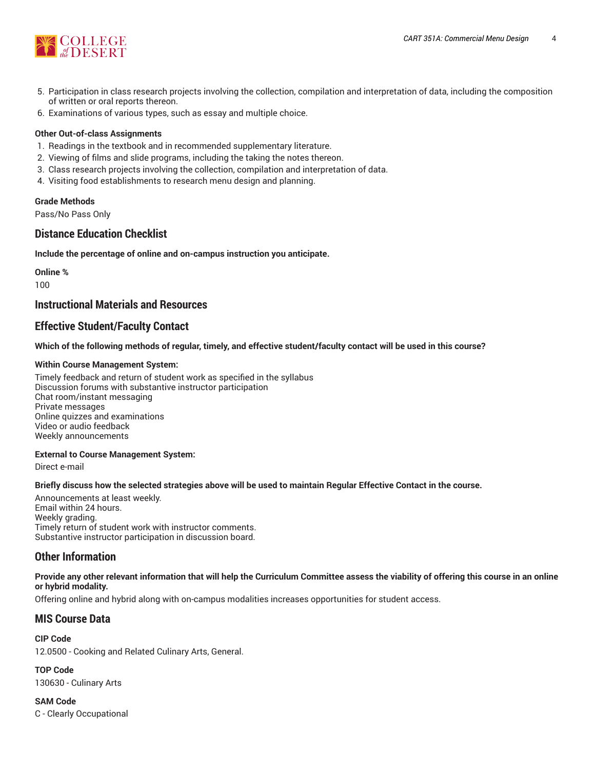5. Participation in class research projects involving the collection, compilation and interpretation of data, including the composition of written or oral reports thereon.
6. Examinations of various types, such as essay and multiple choice.

**Other Out-of-class Assignments**

1. Readings in the textbook and in recommended supplementary literature.
2. Viewing of films and slide programs, including the taking the notes thereon.
3. Class research projects involving the collection, compilation and interpretation of data.
4. Visiting food establishments to research menu design and planning.

**Grade Methods**

Pass/No Pass Only

## Distance Education Checklist

**Include the percentage of online and on-campus instruction you anticipate.**

**Online %**

100

## Instructional Materials and Resources

## Effective Student/Faculty Contact

**Which of the following methods of regular, timely, and effective student/faculty contact will be used in this course?**

**Within Course Management System:**

Timely feedback and return of student work as specified in the syllabus
Discussion forums with substantive instructor participation
Chat room/instant messaging
Private messages
Online quizzes and examinations
Video or audio feedback
Weekly announcements

**External to Course Management System:**

Direct e-mail

**Briefly discuss how the selected strategies above will be used to maintain Regular Effective Contact in the course.**

Announcements at least weekly.
Email within 24 hours.
Weekly grading.
Timely return of student work with instructor comments.
Substantive instructor participation in discussion board.

## Other Information

**Provide any other relevant information that will help the Curriculum Committee assess the viability of offering this course in an online or hybrid modality.**

Offering online and hybrid along with on-campus modalities increases opportunities for student access.

## MIS Course Data

**CIP Code**

12.0500 - Cooking and Related Culinary Arts, General.

**TOP Code**

130630 - Culinary Arts

**SAM Code**

C - Clearly Occupational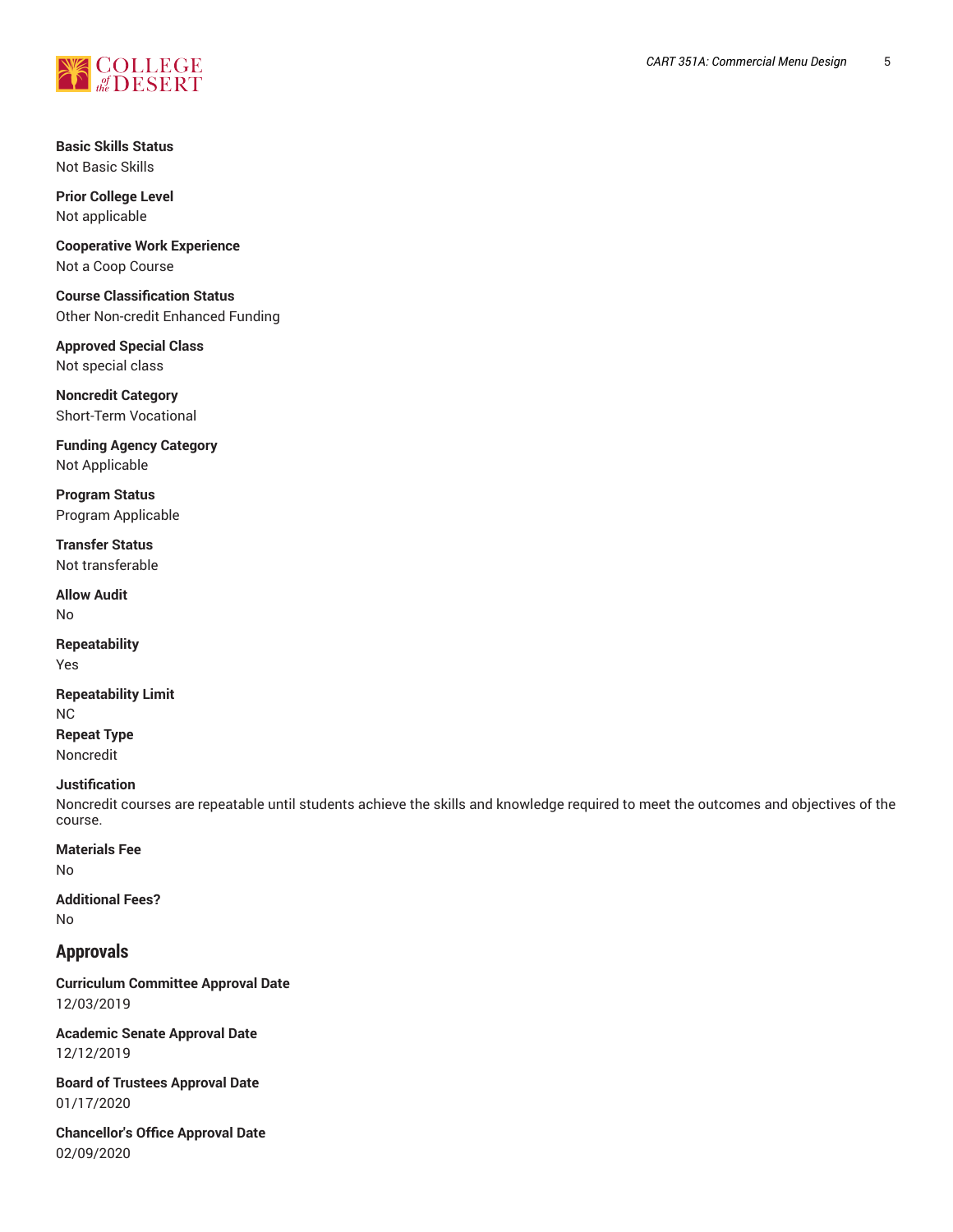**Basic Skills Status**
Not Basic Skills

**Prior College Level**
Not applicable

**Cooperative Work Experience**
Not a Coop Course

**Course Classification Status**
Other Non-credit Enhanced Funding

**Approved Special Class**
Not special class

**Noncredit Category**
Short-Term Vocational

**Funding Agency Category**
Not Applicable

**Program Status**
Program Applicable

**Transfer Status**
Not transferable

**Allow Audit**
No

**Repeatability**
Yes

**Repeatability Limit**
NC

**Repeat Type**
Noncredit

**Justification**
Noncredit courses are repeatable until students achieve the skills and knowledge required to meet the outcomes and objectives of the course.

**Materials Fee**
No

**Additional Fees?**
No

## Approvals

**Curriculum Committee Approval Date**
12/03/2019

**Academic Senate Approval Date**
12/12/2019

**Board of Trustees Approval Date**
01/17/2020

**Chancellor's Office Approval Date**
02/09/2020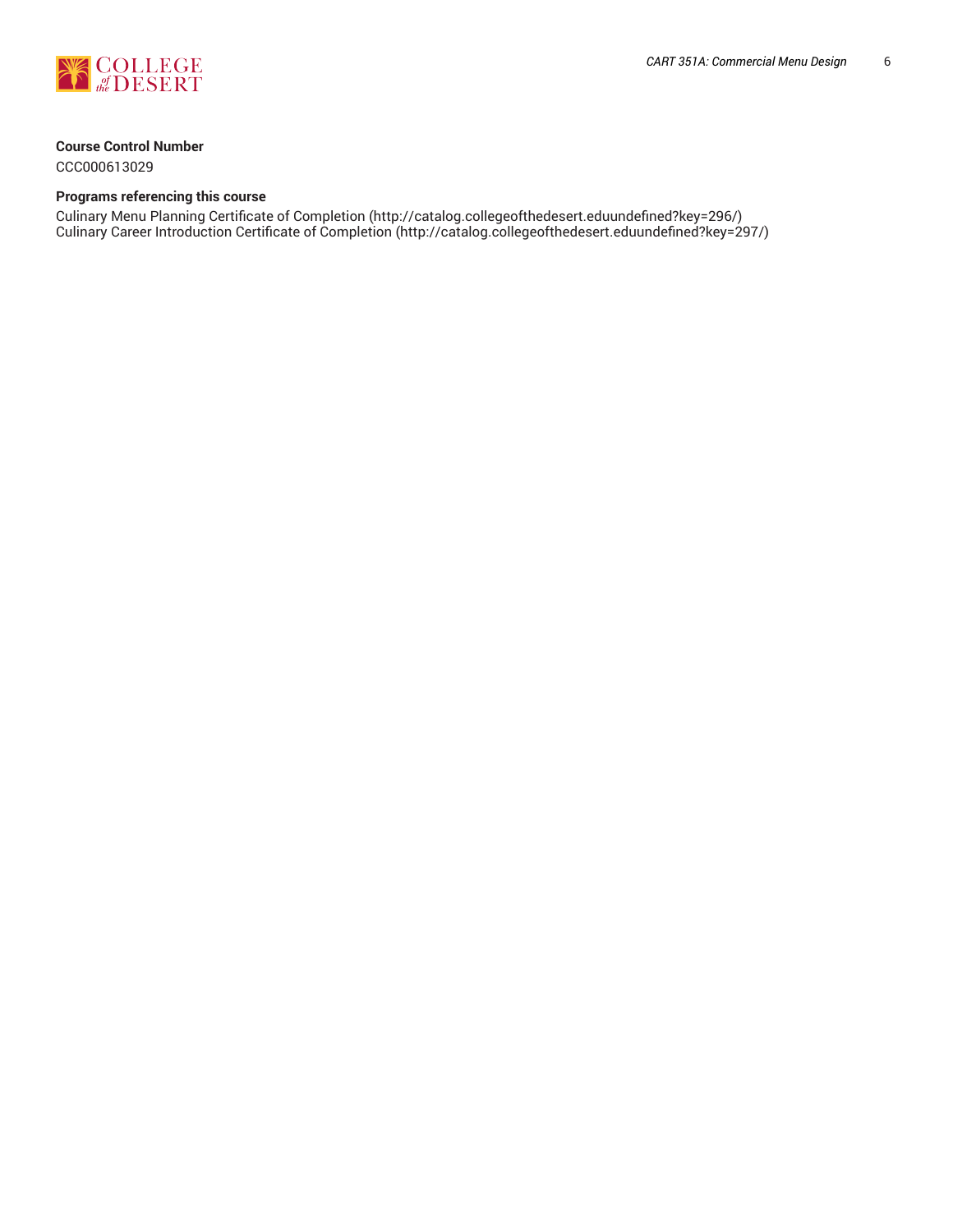**Course Control Number**

CCC000613029

**Programs referencing this course**

Culinary Menu Planning Certificate of Completion (http://catalog.collegeofthedesert.eduundefined?key=296/)
Culinary Career Introduction Certificate of Completion (http://catalog.collegeofthedesert.eduundefined?key=297/)